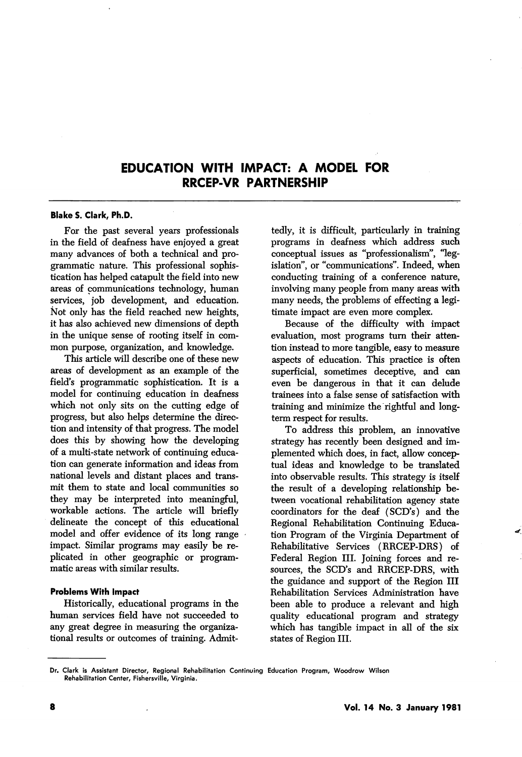# EDUCATION WITH IMPACT: A MODEL FOR RRCEP-VR PARTNERSHIP

**Blake S. Clark, Ph.D.**

For the past several years professionals in the field of deafness have enjoyed a great many advances of both a technical and programmatic nature. This professional sophistication has helped catapult the field into new areas of communications technology, human services, job development, and education. Not only has the field reached new heights, it has also achieved new dimensions of depth in the unique sense of rooting itself in common purpose, organization, and knowledge.

This article will describe one of these new areas of development as an example of the field's programmatic sophistication. It is a model for continuing education in deafness which not only sits on the cutting edge of progress, but also helps determine the direction and intensity of that progress. The model does this by showing how the developing of a multi-state network of continuing education can generate information and ideas from national levels and distant places and transmit them to state and local communities so they may be interpreted into meaningful, workable actions. The article will briefly delineate the concept of this educational model and offer evidence of its long range impact. Similar programs may easily be replicated in other geographic or programmatic areas with similar results.

### Problems With Impact

Historically, educational programs in the human services field have not succeeded to any great degree in measuring the organizational results or outcomes of training. Admittedly, it is difficult, particularly in training programs in deafness which address such conceptual issues as "professionalism", "legislation", or "communications". Indeed, when conducting training of a conference nature, involving many people from many areas with many needs, the problems of effecting a legitimate impact are even more complex.

Because of the difficulty with impact evaluation, most programs turn their attention instead to more tangible, easy to measure aspects of education. This practice is often superficial, sometimes deceptive, and can even be dangerous in that it can delude trainees into a false sense of satisfaction with training and minimize the rightful and long-term respect for results.

To address this problem, an innovative strategy has recently been designed and implemented which does, in fact, allow conceptual ideas and knowledge to be translated into observable results. This strategy is itself the result of a developing relationship between vocational rehabilitation agency state coordinators for the deaf (SCD's) and the Regional Rehabilitation Continuing Education Program of the Virginia Department of Rehabilitative Services (RRCEP-DRS) of Federal Region III. Joining forces and resources, the SCD's and RRCEP-DRS, with the guidance and support of the Region III Rehabilitation Services Administration have been able to produce a relevant and high quality educational program and strategy which has tangible impact in all of the six states of Region III.

---

Dr. Clark is Assistant Director, Regional Rehabilitation Continuing Education Program, Woodrow Wilson Rehabilitation Center, Fishersville, Virginia.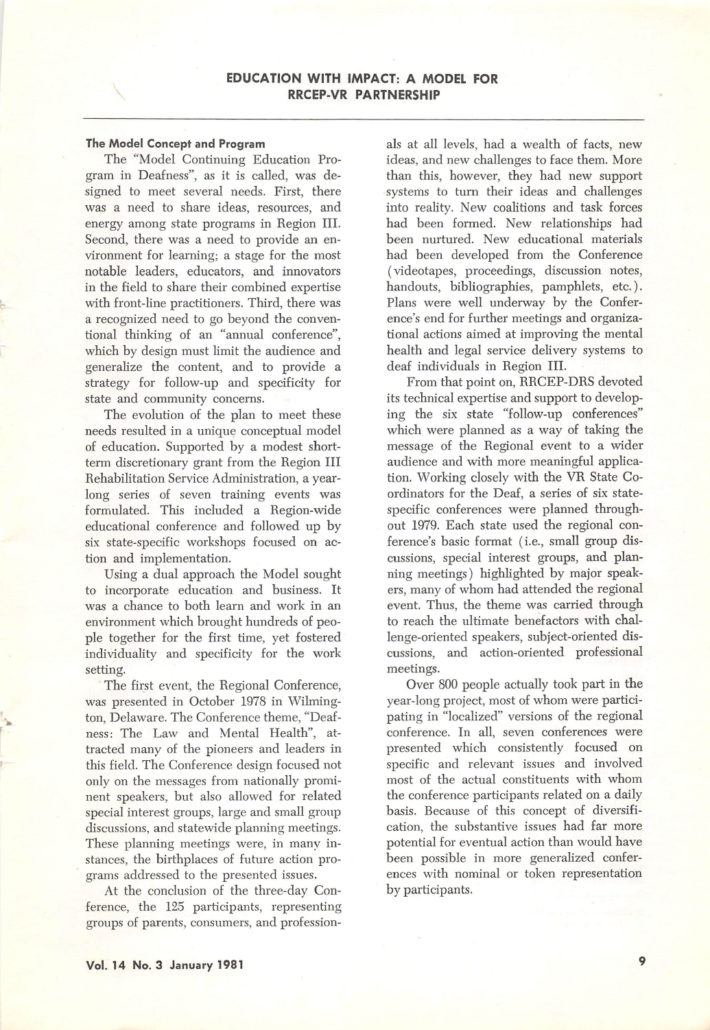## EDUCATION WITH IMPACT: A MODEL FOR RRCEP-VR PARTNERSHIP

### The Model Concept and Program

The "Model Continuing Education Program in Deafness", as it is called, was designed to meet several needs. First, there was a need to share ideas, resources, and energy among state programs in Region III. Second, there was a need to provide an environment for learning; a stage for the most notable leaders, educators, and innovators in the field to share their combined expertise with front-line practitioners. Third, there was a recognized need to go beyond the conventional thinking of an "annual conference", which by design must limit the audience and generalize the content, and to provide a strategy for follow-up and specificity for state and community concerns.

The evolution of the plan to meet these needs resulted in a unique conceptual model of education. Supported by a modest short-term discretionary grant from the Region III Rehabilitation Service Administration, a year-long series of seven training events was formulated. This included a Region-wide educational conference and followed up by six state-specific workshops focused on action and implementation.

Using a dual approach the Model sought to incorporate education and business. It was a chance to both learn and work in an environment which brought hundreds of people together for the first time, yet fostered individuality and specificity for the work setting.

The first event, the Regional Conference, was presented in October 1978 in Wilmington, Delaware. The Conference theme, "Deafness: The Law and Mental Health", attracted many of the pioneers and leaders in this field. The Conference design focused not only on the messages from nationally prominent speakers, but also allowed for related special interest groups, large and small group discussions, and statewide planning meetings. These planning meetings were, in many instances, the birthplaces of future action programs addressed to the presented issues.

At the conclusion of the three-day Conference, the 125 participants, representing groups of parents, consumers, and professionals at all levels, had a wealth of facts, new ideas, and new challenges to face them. More than this, however, they had new support systems to turn their ideas and challenges into reality. New coalitions and task forces had been formed. New relationships had been nurtured. New educational materials had been developed from the Conference (videotapes, proceedings, discussion notes, handouts, bibliographies, pamphlets, etc.). Plans were well underway by the Conference's end for further meetings and organizational actions aimed at improving the mental health and legal service delivery systems to deaf individuals in Region III.

From that point on, RRCEP-DRS devoted its technical expertise and support to developing the six state "follow-up conferences" which were planned as a way of taking the message of the Regional event to a wider audience and with more meaningful application. Working closely with the VR State Coordinators for the Deaf, a series of six state-specific conferences were planned throughout 1979. Each state used the regional conference's basic format (i.e., small group discussions, special interest groups, and planning meetings) highlighted by major speakers, many of whom had attended the regional event. Thus, the theme was carried through to reach the ultimate benefactors with challenge-oriented speakers, subject-oriented discussions, and action-oriented professional meetings.

Over 800 people actually took part in the year-long project, most of whom were participating in "localized" versions of the regional conference. In all, seven conferences were presented which consistently focused on specific and relevant issues and involved most of the actual constituents with whom the conference participants related on a daily basis. Because of this concept of diversification, the substantive issues had far more potential for eventual action than would have been possible in more generalized conferences with nominal or token representation by participants.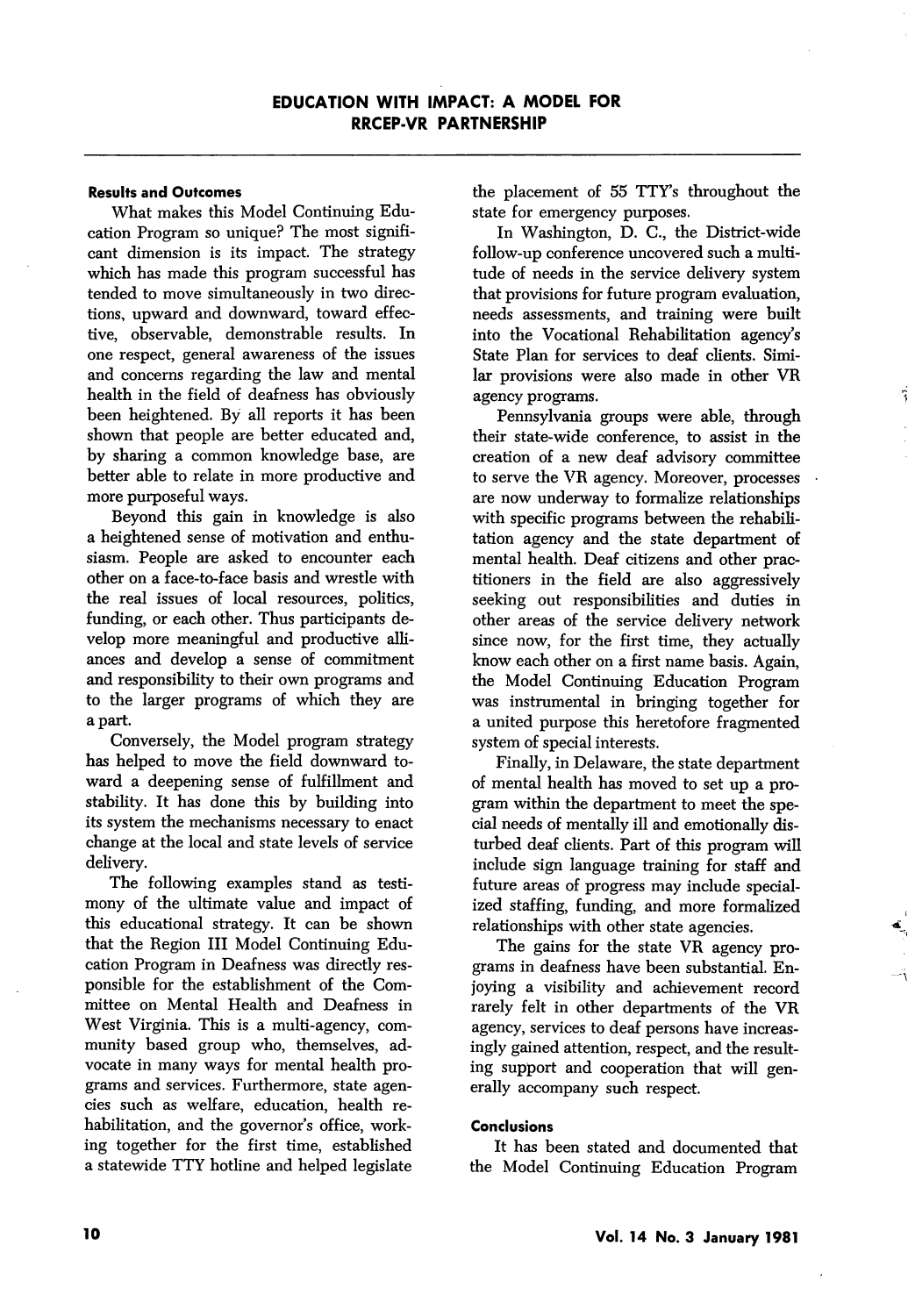### Results and Outcomes

What makes this Model Continuing Education Program so unique? The most significant dimension is its impact. The strategy which has made this program successful has tended to move simultaneously in two directions, upward and downward, toward effective, observable, demonstrable results. In one respect, general awareness of the issues and concerns regarding the law and mental health in the field of deafness has obviously been heightened. By all reports it has been shown that people are better educated and, by sharing a common knowledge base, are better able to relate in more productive and more purposeful ways.

Beyond this gain in knowledge is also a heightened sense of motivation and enthusiasm. People are asked to encounter each other on a face-to-face basis and wrestle with the real issues of local resources, politics, funding, or each other. Thus participants develop more meaningful and productive alliances and develop a sense of commitment and responsibility to their own programs and to the larger programs of which they are a part.

Conversely, the Model program strategy has helped to move the field downward toward a deepening sense of fulfillment and stability. It has done this by building into its system the mechanisms necessary to enact change at the local and state levels of service delivery.

The following examples stand as testimony of the ultimate value and impact of this educational strategy. It can be shown that the Region III Model Continuing Education Program in Deafness was directly responsible for the establishment of the Committee on Mental Health and Deafness in West Virginia. This is a multi-agency, community based group who, themselves, advocate in many ways for mental health programs and services. Furthermore, state agencies such as welfare, education, health rehabilitation, and the governor's office, working together for the first time, established a statewide TTY hotline and helped legislate the placement of 55 TTY's throughout the state for emergency purposes.

In Washington, D. C., the District-wide follow-up conference uncovered such a multitude of needs in the service delivery system that provisions for future program evaluation, needs assessments, and training were built into the Vocational Rehabilitation agency's State Plan for services to deaf clients. Similar provisions were also made in other VR agency programs.

Pennsylvania groups were able, through their state-wide conference, to assist in the creation of a new deaf advisory committee to serve the VR agency. Moreover, processes are now underway to formalize relationships with specific programs between the rehabilitation agency and the state department of mental health. Deaf citizens and other practitioners in the field are also aggressively seeking out responsibilities and duties in other areas of the service delivery network since now, for the first time, they actually know each other on a first name basis. Again, the Model Continuing Education Program was instrumental in bringing together for a united purpose this heretofore fragmented system of special interests.

Finally, in Delaware, the state department of mental health has moved to set up a program within the department to meet the special needs of mentally ill and emotionally disturbed deaf clients. Part of this program will include sign language training for staff and future areas of progress may include specialized staffing, funding, and more formalized relationships with other state agencies.

The gains for the state VR agency programs in deafness have been substantial. Enjoying a visibility and achievement record rarely felt in other departments of the VR agency, services to deaf persons have increasingly gained attention, respect, and the resulting support and cooperation that will generally accompany such respect.

### Conclusions

It has been stated and documented that the Model Continuing Education Program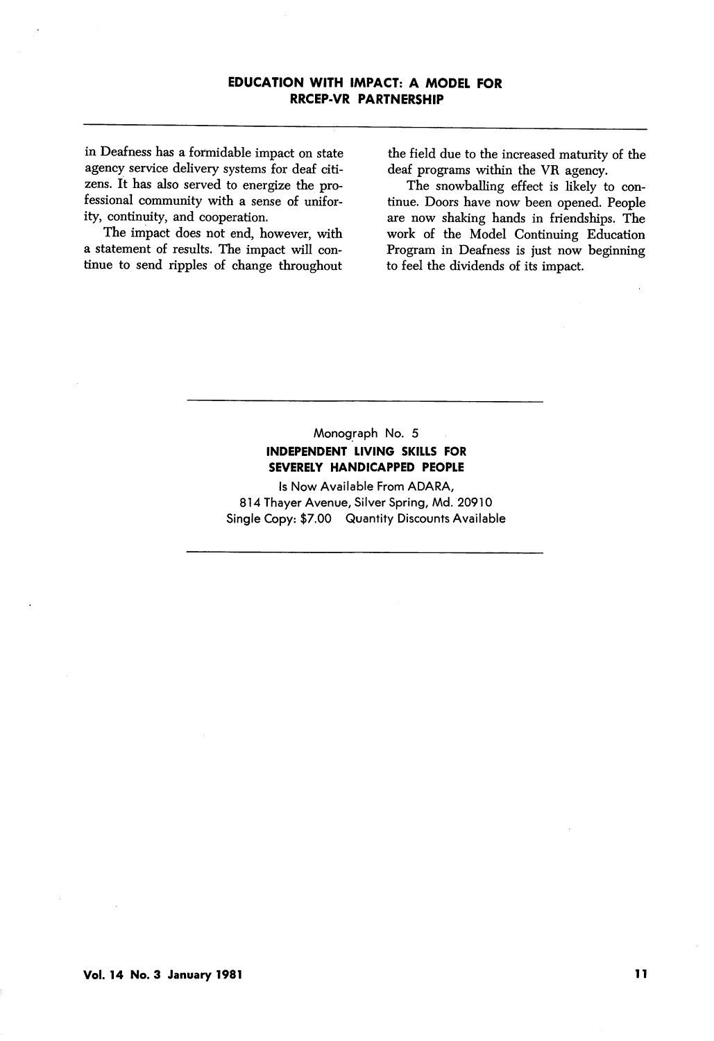in Deafness has a formidable impact on state agency service delivery systems for deaf citizens. It has also served to energize the professional community with a sense of uniformity, continuity, and cooperation.

The impact does not end, however, with a statement of results. The impact will continue to send ripples of change throughout the field due to the increased maturity of the deaf programs within the VR agency.

The snowballing effect is likely to continue. Doors have now been opened. People are now shaking hands in friendships. The work of the Model Continuing Education Program in Deafness is just now beginning to feel the dividends of its impact.

---

Monograph No. 5

**INDEPENDENT LIVING SKILLS FOR SEVERELY HANDICAPPED PEOPLE**

Is Now Available From ADARA,
814 Thayer Avenue, Silver Spring, Md. 20910
Single Copy: $7.00 Quantity Discounts Available

---